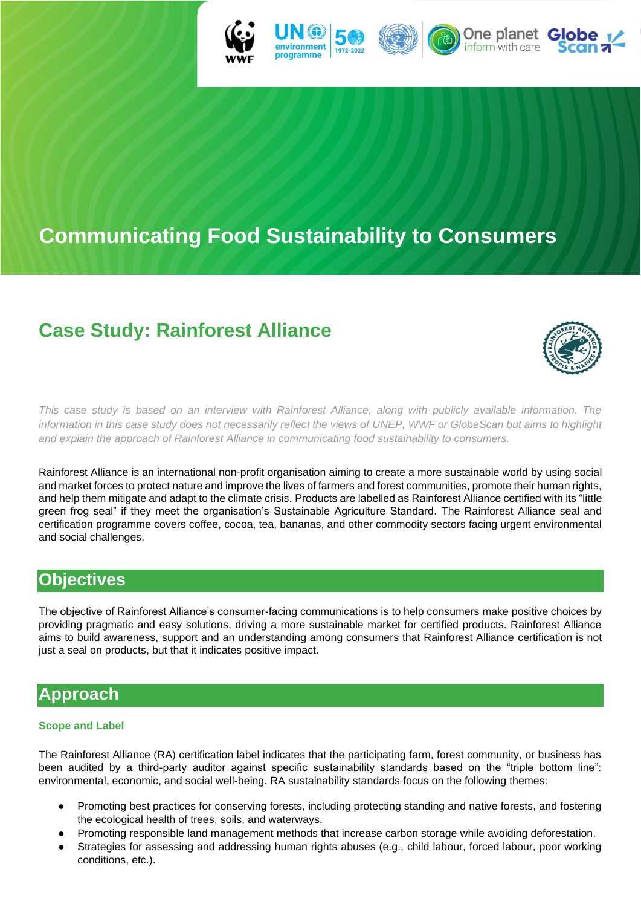# Communicating Food Sustainability to Consumers

## Case Study: Rainforest Alliance

*This case study is based on an interview with Rainforest Alliance, along with publicly available information. The information in this case study does not necessarily reflect the views of UNEP, WWF or GlobeScan but aims to highlight and explain the approach of Rainforest Alliance in communicating food sustainability to consumers.*

Rainforest Alliance is an international non-profit organisation aiming to create a more sustainable world by using social and market forces to protect nature and improve the lives of farmers and forest communities, promote their human rights, and help them mitigate and adapt to the climate crisis. Products are labelled as Rainforest Alliance certified with its "little green frog seal" if they meet the organisation's Sustainable Agriculture Standard. The Rainforest Alliance seal and certification programme covers coffee, cocoa, tea, bananas, and other commodity sectors facing urgent environmental and social challenges.

## Objectives

The objective of Rainforest Alliance's consumer-facing communications is to help consumers make positive choices by providing pragmatic and easy solutions, driving a more sustainable market for certified products. Rainforest Alliance aims to build awareness, support and an understanding among consumers that Rainforest Alliance certification is not just a seal on products, but that it indicates positive impact.

## Approach

### Scope and Label

The Rainforest Alliance (RA) certification label indicates that the participating farm, forest community, or business has been audited by a third-party auditor against specific sustainability standards based on the "triple bottom line": environmental, economic, and social well-being. RA sustainability standards focus on the following themes:

- Promoting best practices for conserving forests, including protecting standing and native forests, and fostering the ecological health of trees, soils, and waterways.
- Promoting responsible land management methods that increase carbon storage while avoiding deforestation.
- Strategies for assessing and addressing human rights abuses (e.g., child labour, forced labour, poor working conditions, etc.).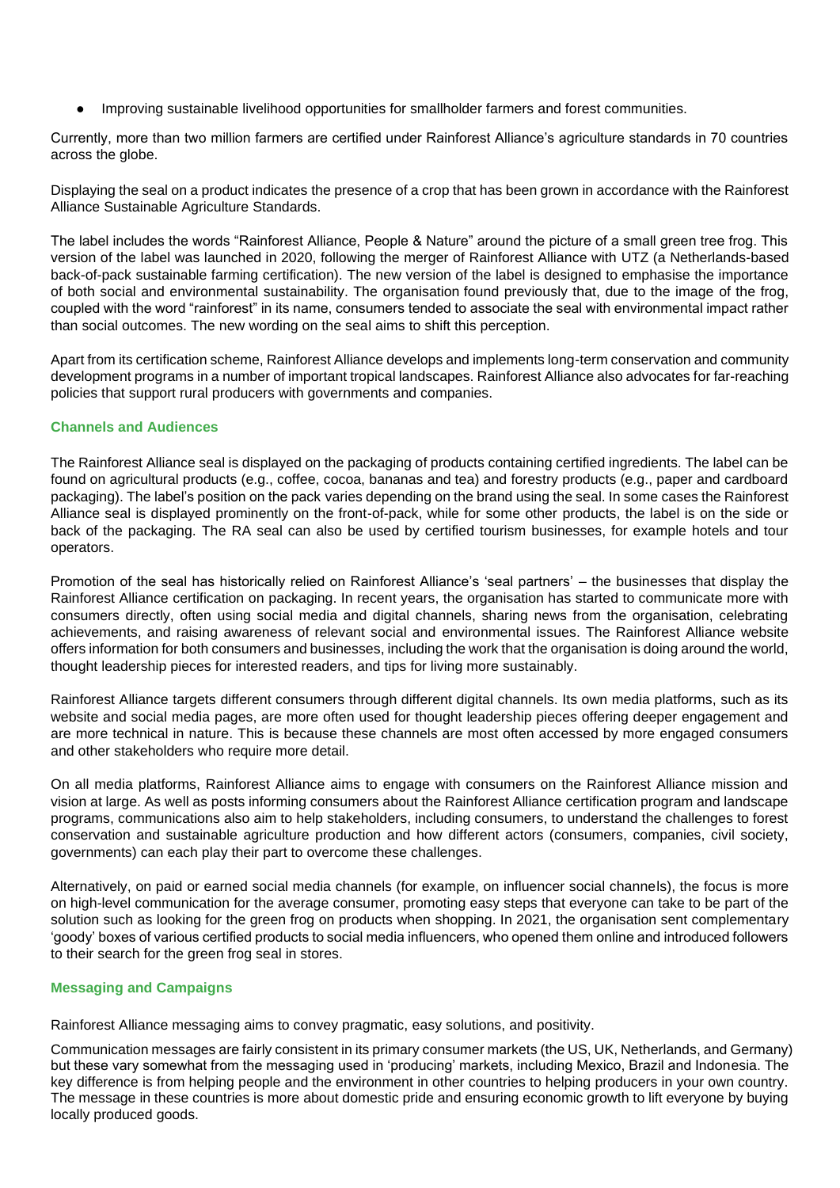- Improving sustainable livelihood opportunities for smallholder farmers and forest communities.

Currently, more than two million farmers are certified under Rainforest Alliance's agriculture standards in 70 countries across the globe.

Displaying the seal on a product indicates the presence of a crop that has been grown in accordance with the Rainforest Alliance Sustainable Agriculture Standards.

The label includes the words "Rainforest Alliance, People & Nature" around the picture of a small green tree frog. This version of the label was launched in 2020, following the merger of Rainforest Alliance with UTZ (a Netherlands-based back-of-pack sustainable farming certification). The new version of the label is designed to emphasise the importance of both social and environmental sustainability. The organisation found previously that, due to the image of the frog, coupled with the word "rainforest" in its name, consumers tended to associate the seal with environmental impact rather than social outcomes. The new wording on the seal aims to shift this perception.

Apart from its certification scheme, Rainforest Alliance develops and implements long-term conservation and community development programs in a number of important tropical landscapes. Rainforest Alliance also advocates for far-reaching policies that support rural producers with governments and companies.

### Channels and Audiences

The Rainforest Alliance seal is displayed on the packaging of products containing certified ingredients. The label can be found on agricultural products (e.g., coffee, cocoa, bananas and tea) and forestry products (e.g., paper and cardboard packaging). The label's position on the pack varies depending on the brand using the seal. In some cases the Rainforest Alliance seal is displayed prominently on the front-of-pack, while for some other products, the label is on the side or back of the packaging. The RA seal can also be used by certified tourism businesses, for example hotels and tour operators.

Promotion of the seal has historically relied on Rainforest Alliance's 'seal partners' – the businesses that display the Rainforest Alliance certification on packaging. In recent years, the organisation has started to communicate more with consumers directly, often using social media and digital channels, sharing news from the organisation, celebrating achievements, and raising awareness of relevant social and environmental issues. The Rainforest Alliance website offers information for both consumers and businesses, including the work that the organisation is doing around the world, thought leadership pieces for interested readers, and tips for living more sustainably.

Rainforest Alliance targets different consumers through different digital channels. Its own media platforms, such as its website and social media pages, are more often used for thought leadership pieces offering deeper engagement and are more technical in nature. This is because these channels are most often accessed by more engaged consumers and other stakeholders who require more detail.

On all media platforms, Rainforest Alliance aims to engage with consumers on the Rainforest Alliance mission and vision at large. As well as posts informing consumers about the Rainforest Alliance certification program and landscape programs, communications also aim to help stakeholders, including consumers, to understand the challenges to forest conservation and sustainable agriculture production and how different actors (consumers, companies, civil society, governments) can each play their part to overcome these challenges.

Alternatively, on paid or earned social media channels (for example, on influencer social channels), the focus is more on high-level communication for the average consumer, promoting easy steps that everyone can take to be part of the solution such as looking for the green frog on products when shopping. In 2021, the organisation sent complementary 'goody' boxes of various certified products to social media influencers, who opened them online and introduced followers to their search for the green frog seal in stores.

### Messaging and Campaigns

Rainforest Alliance messaging aims to convey pragmatic, easy solutions, and positivity.

Communication messages are fairly consistent in its primary consumer markets (the US, UK, Netherlands, and Germany) but these vary somewhat from the messaging used in 'producing' markets, including Mexico, Brazil and Indonesia. The key difference is from helping people and the environment in other countries to helping producers in your own country. The message in these countries is more about domestic pride and ensuring economic growth to lift everyone by buying locally produced goods.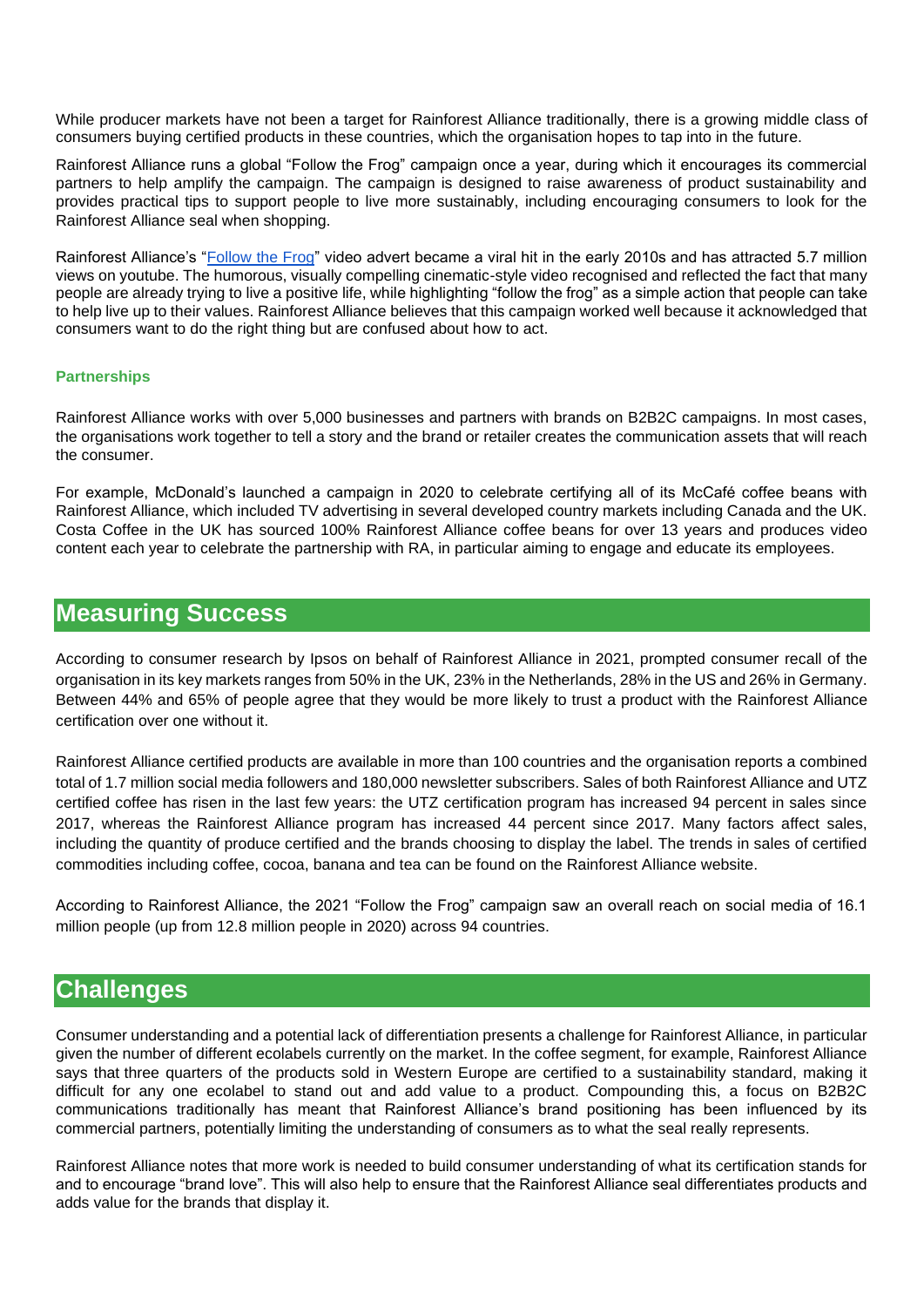While producer markets have not been a target for Rainforest Alliance traditionally, there is a growing middle class of consumers buying certified products in these countries, which the organisation hopes to tap into in the future.

Rainforest Alliance runs a global "Follow the Frog" campaign once a year, during which it encourages its commercial partners to help amplify the campaign. The campaign is designed to raise awareness of product sustainability and provides practical tips to support people to live more sustainably, including encouraging consumers to look for the Rainforest Alliance seal when shopping.

Rainforest Alliance's "Follow the Frog" video advert became a viral hit in the early 2010s and has attracted 5.7 million views on youtube. The humorous, visually compelling cinematic-style video recognised and reflected the fact that many people are already trying to live a positive life, while highlighting "follow the frog" as a simple action that people can take to help live up to their values. Rainforest Alliance believes that this campaign worked well because it acknowledged that consumers want to do the right thing but are confused about how to act.

### Partnerships

Rainforest Alliance works with over 5,000 businesses and partners with brands on B2B2C campaigns. In most cases, the organisations work together to tell a story and the brand or retailer creates the communication assets that will reach the consumer.

For example, McDonald's launched a campaign in 2020 to celebrate certifying all of its McCafé coffee beans with Rainforest Alliance, which included TV advertising in several developed country markets including Canada and the UK. Costa Coffee in the UK has sourced 100% Rainforest Alliance coffee beans for over 13 years and produces video content each year to celebrate the partnership with RA, in particular aiming to engage and educate its employees.

## Measuring Success

According to consumer research by Ipsos on behalf of Rainforest Alliance in 2021, prompted consumer recall of the organisation in its key markets ranges from 50% in the UK, 23% in the Netherlands, 28% in the US and 26% in Germany. Between 44% and 65% of people agree that they would be more likely to trust a product with the Rainforest Alliance certification over one without it.

Rainforest Alliance certified products are available in more than 100 countries and the organisation reports a combined total of 1.7 million social media followers and 180,000 newsletter subscribers. Sales of both Rainforest Alliance and UTZ certified coffee has risen in the last few years: the UTZ certification program has increased 94 percent in sales since 2017, whereas the Rainforest Alliance program has increased 44 percent since 2017. Many factors affect sales, including the quantity of produce certified and the brands choosing to display the label. The trends in sales of certified commodities including coffee, cocoa, banana and tea can be found on the Rainforest Alliance website.

According to Rainforest Alliance, the 2021 "Follow the Frog" campaign saw an overall reach on social media of 16.1 million people (up from 12.8 million people in 2020) across 94 countries.

## Challenges

Consumer understanding and a potential lack of differentiation presents a challenge for Rainforest Alliance, in particular given the number of different ecolabels currently on the market. In the coffee segment, for example, Rainforest Alliance says that three quarters of the products sold in Western Europe are certified to a sustainability standard, making it difficult for any one ecolabel to stand out and add value to a product. Compounding this, a focus on B2B2C communications traditionally has meant that Rainforest Alliance's brand positioning has been influenced by its commercial partners, potentially limiting the understanding of consumers as to what the seal really represents.

Rainforest Alliance notes that more work is needed to build consumer understanding of what its certification stands for and to encourage "brand love". This will also help to ensure that the Rainforest Alliance seal differentiates products and adds value for the brands that display it.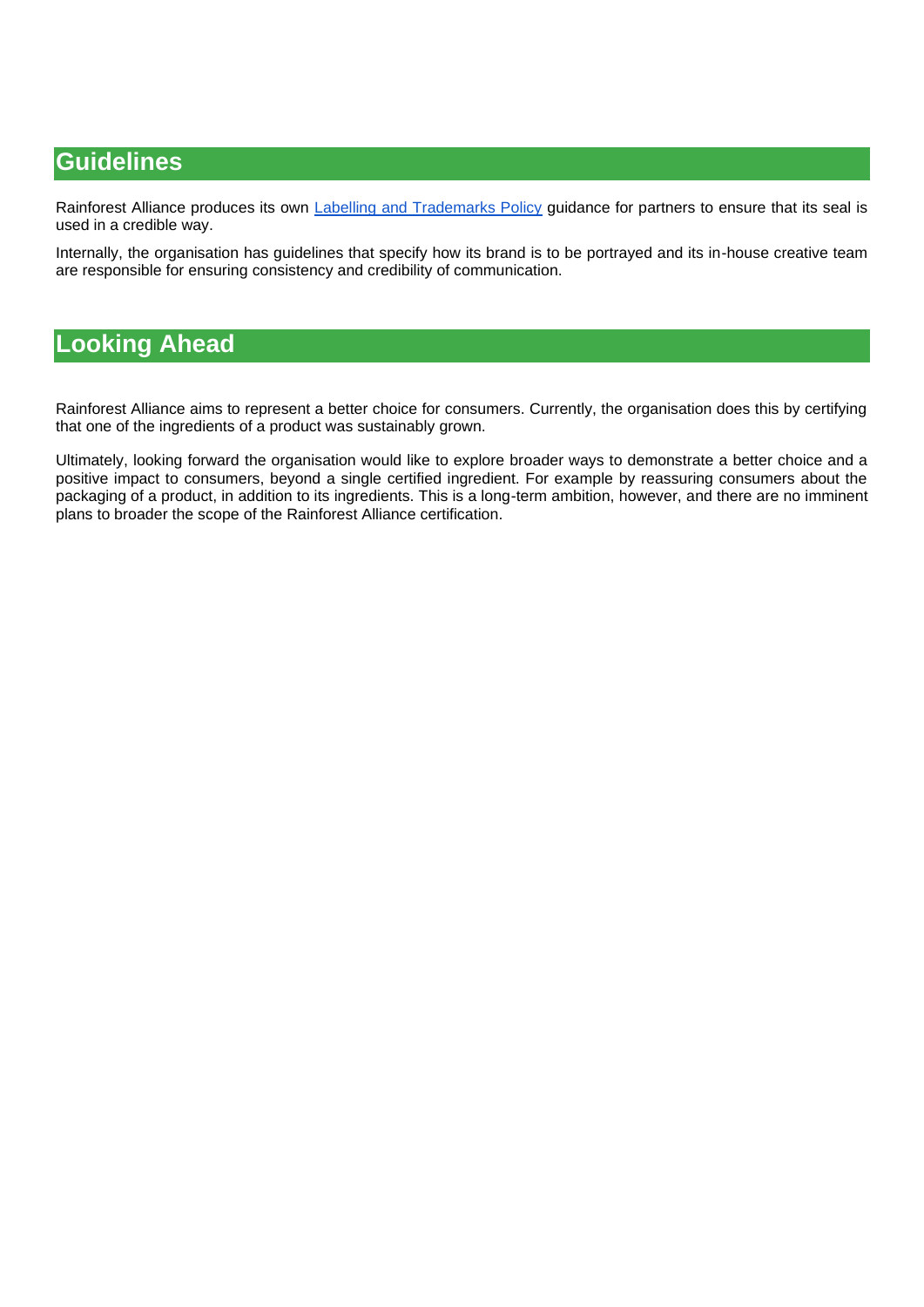## Guidelines

Rainforest Alliance produces its own [Labelling and Trademarks Policy] guidance for partners to ensure that its seal is used in a credible way.

Internally, the organisation has guidelines that specify how its brand is to be portrayed and its in-house creative team are responsible for ensuring consistency and credibility of communication.

## Looking Ahead

Rainforest Alliance aims to represent a better choice for consumers. Currently, the organisation does this by certifying that one of the ingredients of a product was sustainably grown.

Ultimately, looking forward the organisation would like to explore broader ways to demonstrate a better choice and a positive impact to consumers, beyond a single certified ingredient. For example by reassuring consumers about the packaging of a product, in addition to its ingredients. This is a long-term ambition, however, and there are no imminent plans to broader the scope of the Rainforest Alliance certification.